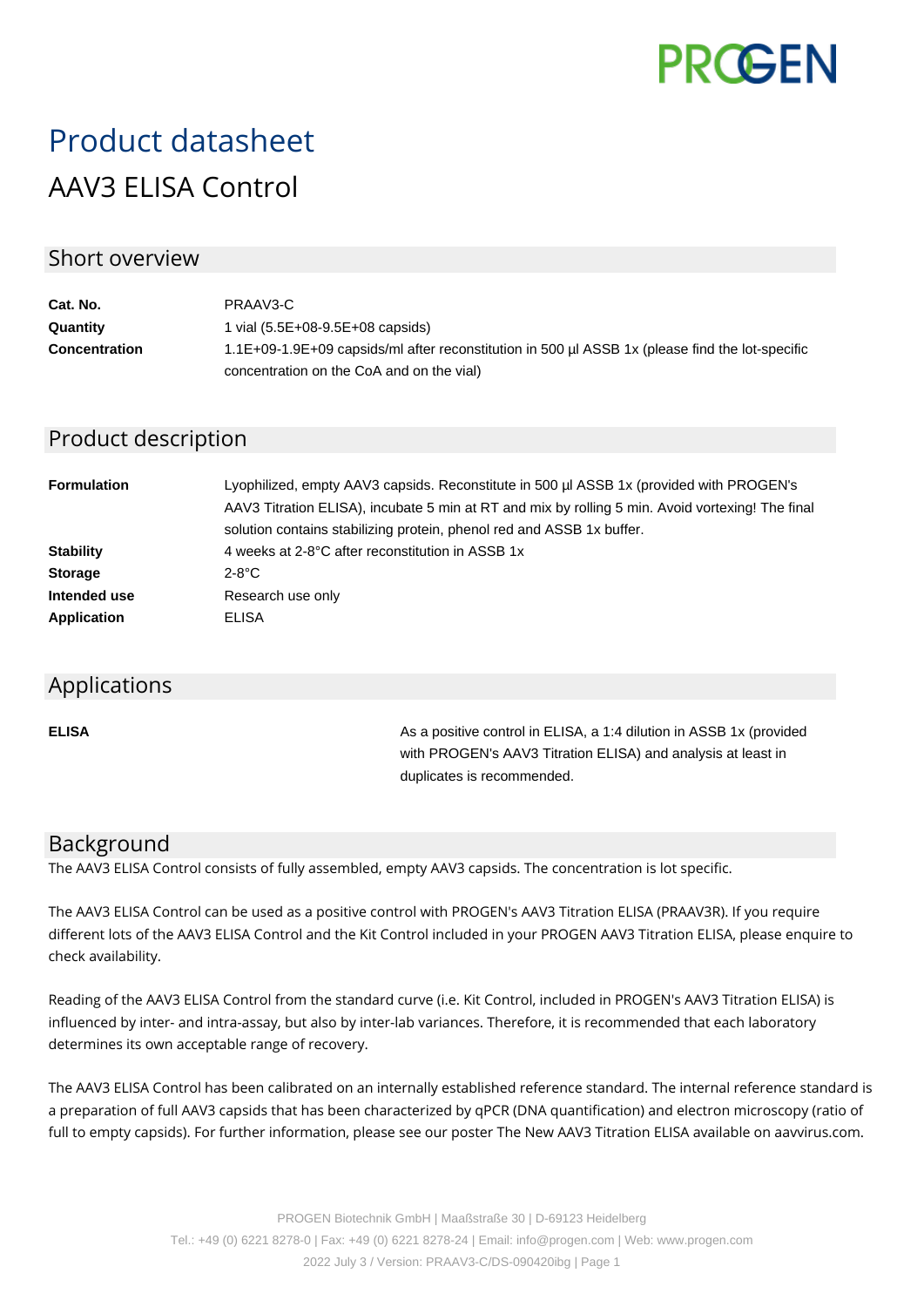# Product datasheet

## AAV3 ELISA Control

### Short overview

| | |
|---|---|
| **Cat. No.** | PRAAV3-C |
| **Quantity** | 1 vial (5.5E+08-9.5E+08 capsids) |
| **Concentration** | 1.1E+09-1.9E+09 capsids/ml after reconstitution in 500 µl ASSB 1x (please find the lot-specific concentration on the CoA and on the vial) |

### Product description

| | |
|---|---|
| **Formulation** | Lyophilized, empty AAV3 capsids. Reconstitute in 500 µl ASSB 1x (provided with PROGEN's AAV3 Titration ELISA), incubate 5 min at RT and mix by rolling 5 min. Avoid vortexing! The final solution contains stabilizing protein, phenol red and ASSB 1x buffer. |
| **Stability** | 4 weeks at 2-8°C after reconstitution in ASSB 1x |
| **Storage** | 2-8°C |
| **Intended use** | Research use only |
| **Application** | ELISA |

### Applications

| | |
|---|---|
| **ELISA** | As a positive control in ELISA, a 1:4 dilution in ASSB 1x (provided with PROGEN's AAV3 Titration ELISA) and analysis at least in duplicates is recommended. |

### Background

The AAV3 ELISA Control consists of fully assembled, empty AAV3 capsids. The concentration is lot specific.

The AAV3 ELISA Control can be used as a positive control with PROGEN's AAV3 Titration ELISA (PRAAV3R). If you require different lots of the AAV3 ELISA Control and the Kit Control included in your PROGEN AAV3 Titration ELISA, please enquire to check availability.

Reading of the AAV3 ELISA Control from the standard curve (i.e. Kit Control, included in PROGEN's AAV3 Titration ELISA) is influenced by inter- and intra-assay, but also by inter-lab variances. Therefore, it is recommended that each laboratory determines its own acceptable range of recovery.

The AAV3 ELISA Control has been calibrated on an internally established reference standard. The internal reference standard is a preparation of full AAV3 capsids that has been characterized by qPCR (DNA quantification) and electron microscopy (ratio of full to empty capsids). For further information, please see our poster The New AAV3 Titration ELISA available on aavvirus.com.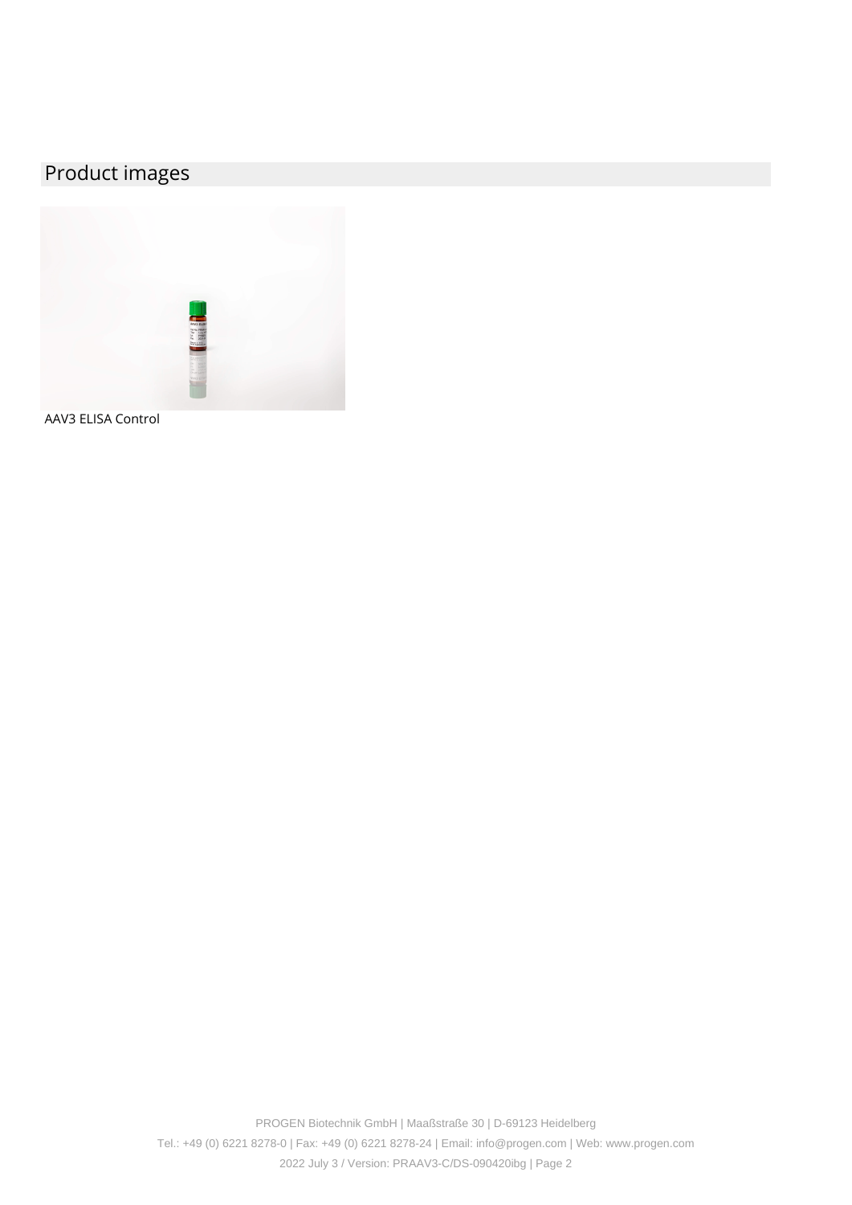## Product images

AAV3 ELISA Control